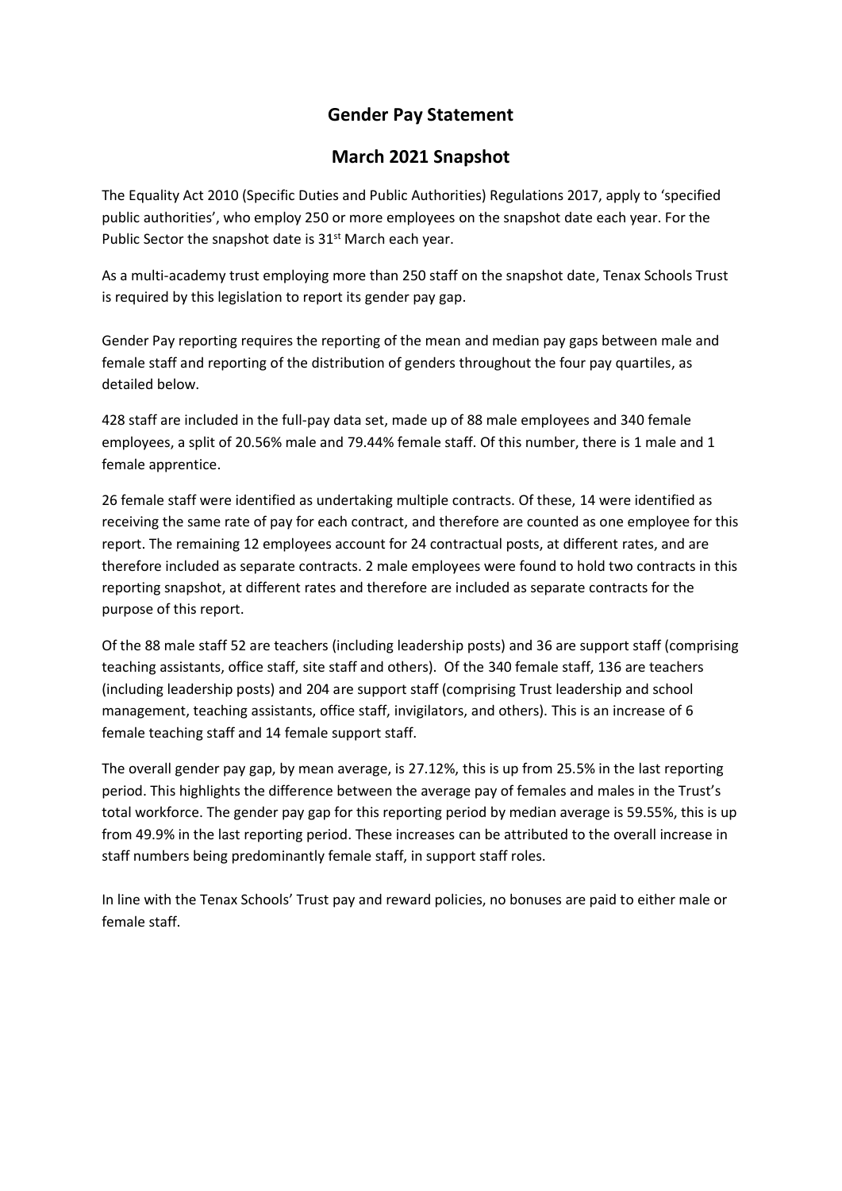# Gender Pay Statement

## March 2021 Snapshot

The Equality Act 2010 (Specific Duties and Public Authorities) Regulations 2017, apply to 'specified public authorities', who employ 250 or more employees on the snapshot date each year. For the Public Sector the snapshot date is 31st March each year.

As a multi-academy trust employing more than 250 staff on the snapshot date, Tenax Schools Trust is required by this legislation to report its gender pay gap.

Gender Pay reporting requires the reporting of the mean and median pay gaps between male and female staff and reporting of the distribution of genders throughout the four pay quartiles, as detailed below.

428 staff are included in the full-pay data set, made up of 88 male employees and 340 female employees, a split of 20.56% male and 79.44% female staff. Of this number, there is 1 male and 1 female apprentice.

26 female staff were identified as undertaking multiple contracts. Of these, 14 were identified as receiving the same rate of pay for each contract, and therefore are counted as one employee for this report. The remaining 12 employees account for 24 contractual posts, at different rates, and are therefore included as separate contracts. 2 male employees were found to hold two contracts in this reporting snapshot, at different rates and therefore are included as separate contracts for the purpose of this report.

Of the 88 male staff 52 are teachers (including leadership posts) and 36 are support staff (comprising teaching assistants, office staff, site staff and others). Of the 340 female staff, 136 are teachers (including leadership posts) and 204 are support staff (comprising Trust leadership and school management, teaching assistants, office staff, invigilators, and others). This is an increase of 6 female teaching staff and 14 female support staff.

The overall gender pay gap, by mean average, is 27.12%, this is up from 25.5% in the last reporting period. This highlights the difference between the average pay of females and males in the Trust's total workforce. The gender pay gap for this reporting period by median average is 59.55%, this is up from 49.9% in the last reporting period. These increases can be attributed to the overall increase in staff numbers being predominantly female staff, in support staff roles.

In line with the Tenax Schools' Trust pay and reward policies, no bonuses are paid to either male or female staff.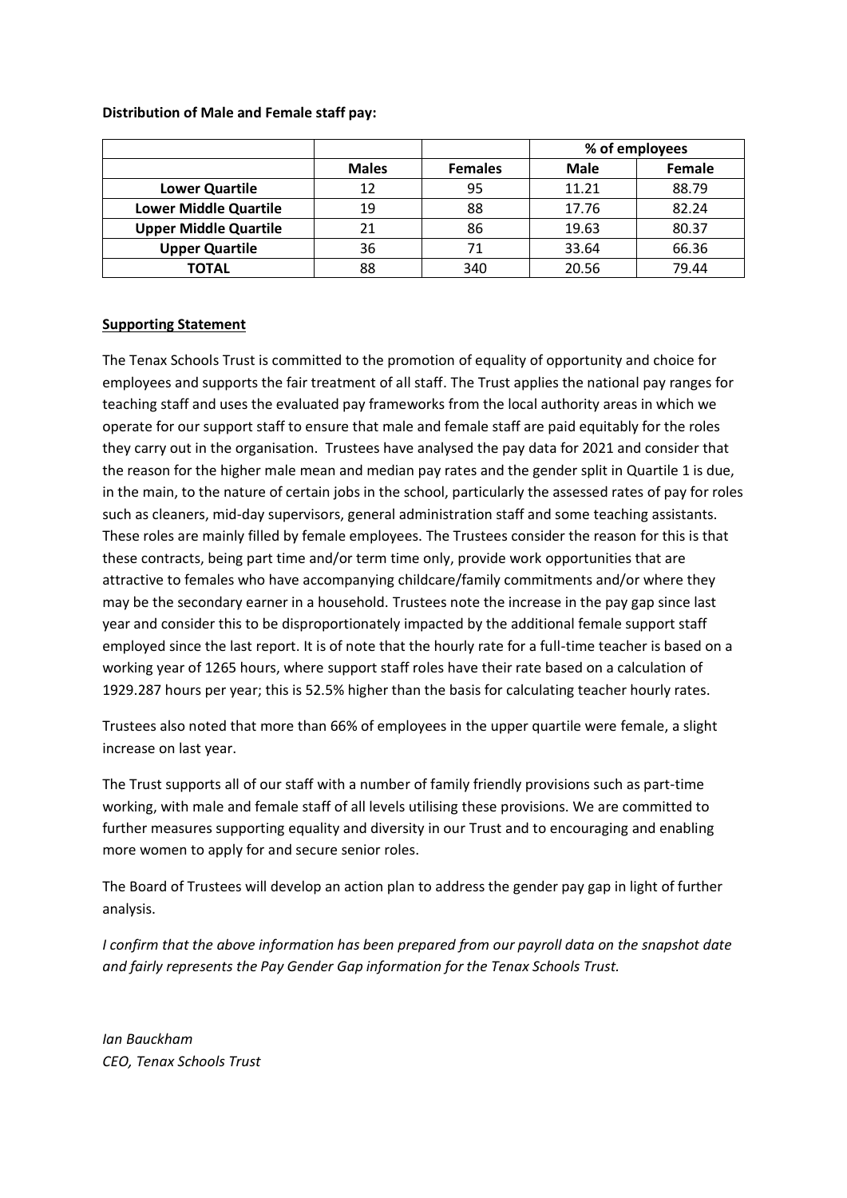**Distribution of Male and Female staff pay:**

| | | | % of employees | |
|---|---|---|---|---|
| | **Males** | **Females** | **Male** | **Female** |
| **Lower Quartile** | 12 | 95 | 11.21 | 88.79 |
| **Lower Middle Quartile** | 19 | 88 | 17.76 | 82.24 |
| **Upper Middle Quartile** | 21 | 86 | 19.63 | 80.37 |
| **Upper Quartile** | 36 | 71 | 33.64 | 66.36 |
| **TOTAL** | 88 | 340 | 20.56 | 79.44 |

**Supporting Statement**

The Tenax Schools Trust is committed to the promotion of equality of opportunity and choice for employees and supports the fair treatment of all staff. The Trust applies the national pay ranges for teaching staff and uses the evaluated pay frameworks from the local authority areas in which we operate for our support staff to ensure that male and female staff are paid equitably for the roles they carry out in the organisation. Trustees have analysed the pay data for 2021 and consider that the reason for the higher male mean and median pay rates and the gender split in Quartile 1 is due, in the main, to the nature of certain jobs in the school, particularly the assessed rates of pay for roles such as cleaners, mid-day supervisors, general administration staff and some teaching assistants. These roles are mainly filled by female employees. The Trustees consider the reason for this is that these contracts, being part time and/or term time only, provide work opportunities that are attractive to females who have accompanying childcare/family commitments and/or where they may be the secondary earner in a household. Trustees note the increase in the pay gap since last year and consider this to be disproportionately impacted by the additional female support staff employed since the last report. It is of note that the hourly rate for a full-time teacher is based on a working year of 1265 hours, where support staff roles have their rate based on a calculation of 1929.287 hours per year; this is 52.5% higher than the basis for calculating teacher hourly rates.

Trustees also noted that more than 66% of employees in the upper quartile were female, a slight increase on last year.

The Trust supports all of our staff with a number of family friendly provisions such as part-time working, with male and female staff of all levels utilising these provisions. We are committed to further measures supporting equality and diversity in our Trust and to encouraging and enabling more women to apply for and secure senior roles.

The Board of Trustees will develop an action plan to address the gender pay gap in light of further analysis.

*I confirm that the above information has been prepared from our payroll data on the snapshot date and fairly represents the Pay Gender Gap information for the Tenax Schools Trust.*

*Ian Bauckham*
*CEO, Tenax Schools Trust*